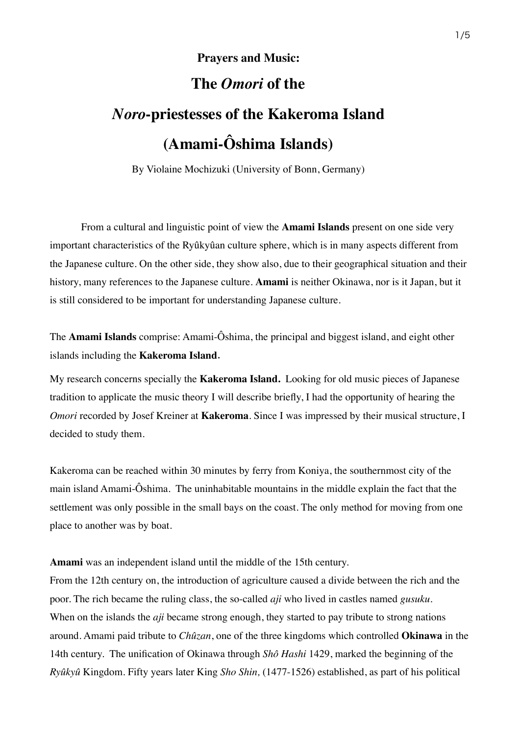**Prayers and Music:**

# The *Omori* of the *Noro*-priestesses of the Kakeroma Island (Amami-Ôshima Islands)

By Violaine Mochizuki (University of Bonn, Germany)

From a cultural and linguistic point of view the **Amami Islands** present on one side very important characteristics of the Ryûkyûan culture sphere, which is in many aspects different from the Japanese culture. On the other side, they show also, due to their geographical situation and their history, many references to the Japanese culture. **Amami** is neither Okinawa, nor is it Japan, but it is still considered to be important for understanding Japanese culture.

The **Amami Islands** comprise: Amami-Ôshima, the principal and biggest island, and eight other islands including the **Kakeroma Island**.

My research concerns specially the **Kakeroma Island.** Looking for old music pieces of Japanese tradition to applicate the music theory I will describe briefly, I had the opportunity of hearing the *Omori* recorded by Josef Kreiner at **Kakeroma**. Since I was impressed by their musical structure, I decided to study them.

Kakeroma can be reached within 30 minutes by ferry from Koniya, the southernmost city of the main island Amami-Ôshima. The uninhabitable mountains in the middle explain the fact that the settlement was only possible in the small bays on the coast. The only method for moving from one place to another was by boat.

**Amami** was an independent island until the middle of the 15th century.
From the 12th century on, the introduction of agriculture caused a divide between the rich and the poor. The rich became the ruling class, the so-called *aji* who lived in castles named *gusuku*.
When on the islands the *aji* became strong enough, they started to pay tribute to strong nations around. Amami paid tribute to *Chûzan*, one of the three kingdoms which controlled **Okinawa** in the 14th century. The unification of Okinawa through *Shô Hashi* 1429, marked the beginning of the *Ryûkyû* Kingdom. Fifty years later King *Sho Shin,* (1477-1526) established, as part of his political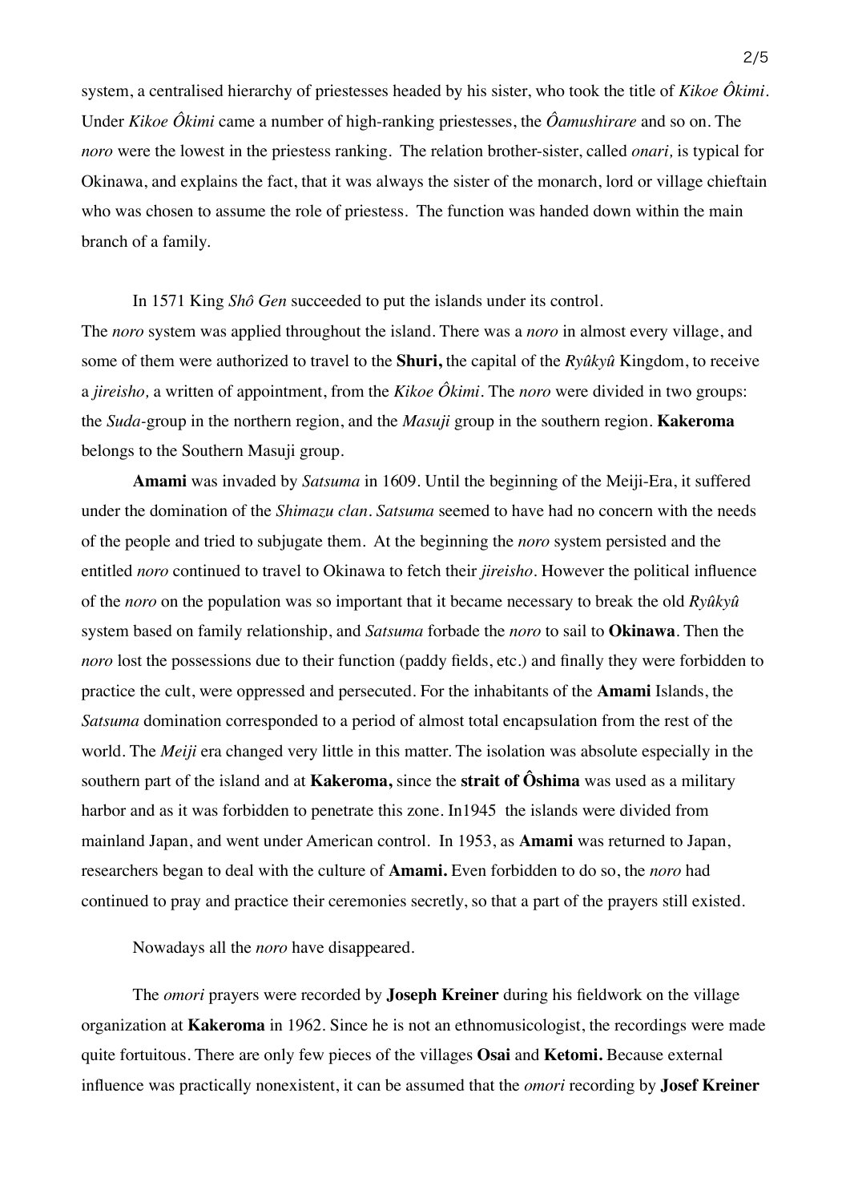system, a centralised hierarchy of priestesses headed by his sister, who took the title of *Kikoe Ôkimi*. Under *Kikoe Ôkimi* came a number of high-ranking priestesses, the *Ôamushirare* and so on. The *noro* were the lowest in the priestess ranking. The relation brother-sister, called *onari,* is typical for Okinawa, and explains the fact, that it was always the sister of the monarch, lord or village chieftain who was chosen to assume the role of priestess. The function was handed down within the main branch of a family.

In 1571 King *Shô Gen* succeeded to put the islands under its control. The *noro* system was applied throughout the island. There was a *noro* in almost every village, and some of them were authorized to travel to the **Shuri,** the capital of the *Ryûkyû* Kingdom, to receive a *jireisho,* a written of appointment, from the *Kikoe Ôkimi*. The *noro* were divided in two groups: the *Suda*-group in the northern region, and the *Masuji* group in the southern region. **Kakeroma** belongs to the Southern Masuji group.

**Amami** was invaded by *Satsuma* in 1609. Until the beginning of the Meiji-Era, it suffered under the domination of the *Shimazu clan*. *Satsuma* seemed to have had no concern with the needs of the people and tried to subjugate them. At the beginning the *noro* system persisted and the entitled *noro* continued to travel to Okinawa to fetch their *jireisho*. However the political influence of the *noro* on the population was so important that it became necessary to break the old *Ryûkyû* system based on family relationship, and *Satsuma* forbade the *noro* to sail to **Okinawa**. Then the *noro* lost the possessions due to their function (paddy fields, etc.) and finally they were forbidden to practice the cult, were oppressed and persecuted. For the inhabitants of the **Amami** Islands, the *Satsuma* domination corresponded to a period of almost total encapsulation from the rest of the world. The *Meiji* era changed very little in this matter. The isolation was absolute especially in the southern part of the island and at **Kakeroma,** since the **strait of Ôshima** was used as a military harbor and as it was forbidden to penetrate this zone. In1945 the islands were divided from mainland Japan, and went under American control. In 1953, as **Amami** was returned to Japan, researchers began to deal with the culture of **Amami.** Even forbidden to do so, the *noro* had continued to pray and practice their ceremonies secretly, so that a part of the prayers still existed.

Nowadays all the *noro* have disappeared.

The *omori* prayers were recorded by **Joseph Kreiner** during his fieldwork on the village organization at **Kakeroma** in 1962. Since he is not an ethnomusicologist, the recordings were made quite fortuitous. There are only few pieces of the villages **Osai** and **Ketomi.** Because external influence was practically nonexistent, it can be assumed that the *omori* recording by **Josef Kreiner**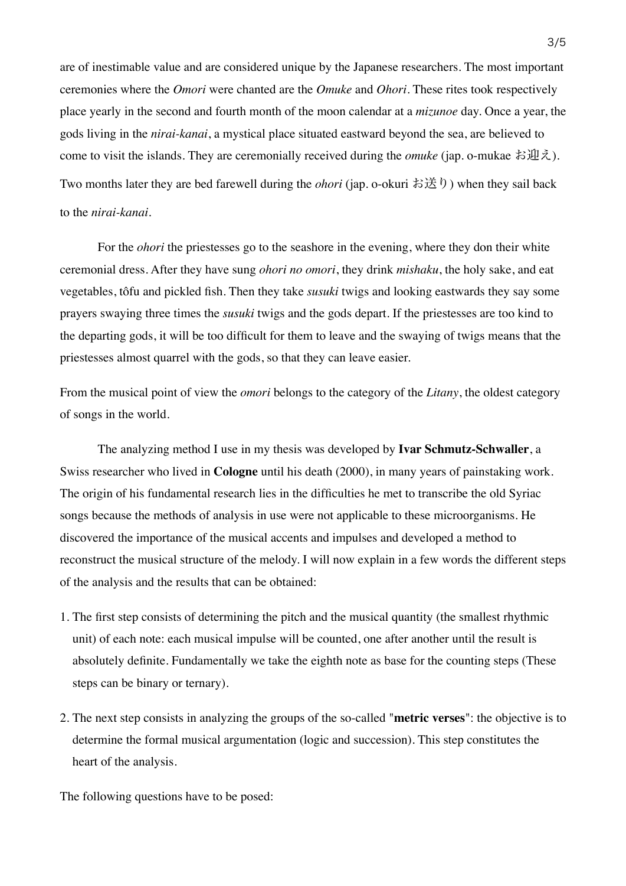are of inestimable value and are considered unique by the Japanese researchers. The most important ceremonies where the *Omori* were chanted are the *Omuke* and *Ohori*. These rites took respectively place yearly in the second and fourth month of the moon calendar at a *mizunoe* day. Once a year, the gods living in the *nirai-kanai*, a mystical place situated eastward beyond the sea, are believed to come to visit the islands. They are ceremonially received during the *omuke* (jap. o-mukae お迎え). Two months later they are bed farewell during the *ohori* (jap. o-okuri お送り) when they sail back to the *nirai-kanai*.

For the *ohori* the priestesses go to the seashore in the evening, where they don their white ceremonial dress. After they have sung *ohori no omori*, they drink *mishaku*, the holy sake, and eat vegetables, tôfu and pickled fish. Then they take *susuki* twigs and looking eastwards they say some prayers swaying three times the *susuki* twigs and the gods depart. If the priestesses are too kind to the departing gods, it will be too difficult for them to leave and the swaying of twigs means that the priestesses almost quarrel with the gods, so that they can leave easier.

From the musical point of view the *omori* belongs to the category of the *Litany*, the oldest category of songs in the world.

The analyzing method I use in my thesis was developed by **Ivar Schmutz-Schwaller**, a Swiss researcher who lived in **Cologne** until his death (2000), in many years of painstaking work. The origin of his fundamental research lies in the difficulties he met to transcribe the old Syriac songs because the methods of analysis in use were not applicable to these microorganisms. He discovered the importance of the musical accents and impulses and developed a method to reconstruct the musical structure of the melody. I will now explain in a few words the different steps of the analysis and the results that can be obtained:

1. The first step consists of determining the pitch and the musical quantity (the smallest rhythmic unit) of each note: each musical impulse will be counted, one after another until the result is absolutely definite. Fundamentally we take the eighth note as base for the counting steps (These steps can be binary or ternary).

2. The next step consists in analyzing the groups of the so-called "**metric verses**": the objective is to determine the formal musical argumentation (logic and succession). This step constitutes the heart of the analysis.

The following questions have to be posed: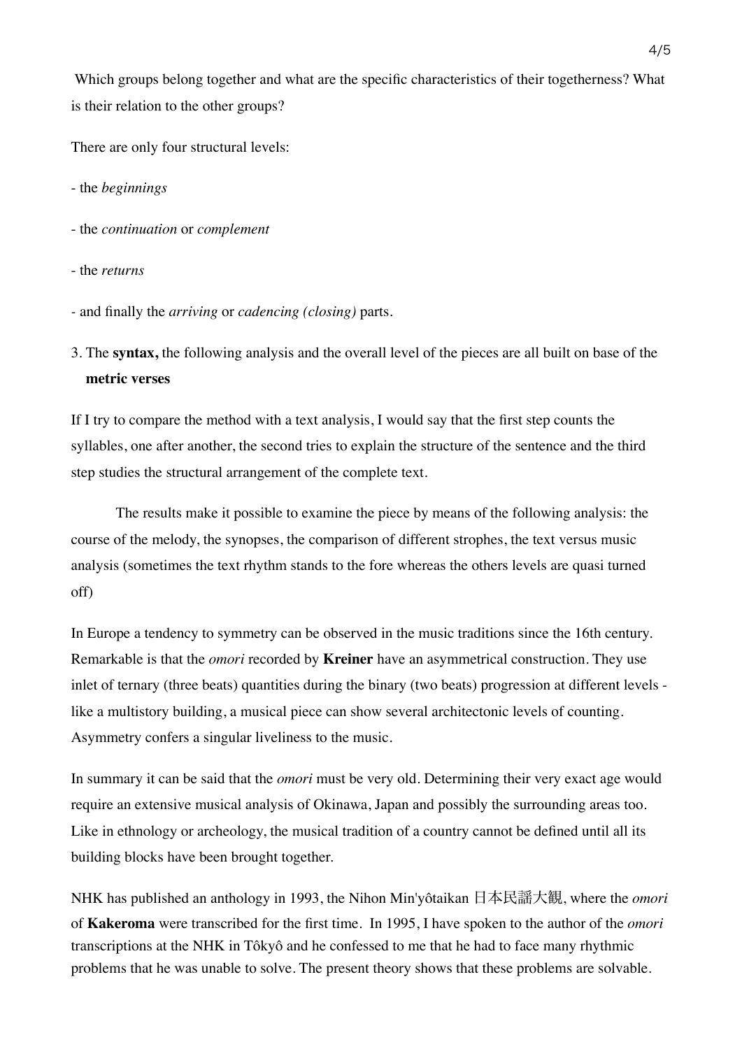Which groups belong together and what are the specific characteristics of their togetherness? What is their relation to the other groups?

There are only four structural levels:

- the *beginnings*
- the *continuation* or *complement*
- the *returns*
- and finally the *arriving* or *cadencing (closing)* parts.

3. The **syntax,** the following analysis and the overall level of the pieces are all built on base of the **metric verses**

If I try to compare the method with a text analysis, I would say that the first step counts the syllables, one after another, the second tries to explain the structure of the sentence and the third step studies the structural arrangement of the complete text.

The results make it possible to examine the piece by means of the following analysis: the course of the melody, the synopses, the comparison of different strophes, the text versus music analysis (sometimes the text rhythm stands to the fore whereas the others levels are quasi turned off)

In Europe a tendency to symmetry can be observed in the music traditions since the 16th century. Remarkable is that the *omori* recorded by **Kreiner** have an asymmetrical construction. They use inlet of ternary (three beats) quantities during the binary (two beats) progression at different levels - like a multistory building, a musical piece can show several architectonic levels of counting. Asymmetry confers a singular liveliness to the music.

In summary it can be said that the *omori* must be very old. Determining their very exact age would require an extensive musical analysis of Okinawa, Japan and possibly the surrounding areas too. Like in ethnology or archeology, the musical tradition of a country cannot be defined until all its building blocks have been brought together.

NHK has published an anthology in 1993, the Nihon Min'yôtaikan 日本民謡大観, where the *omori* of **Kakeroma** were transcribed for the first time. In 1995, I have spoken to the author of the *omori* transcriptions at the NHK in Tôkyô and he confessed to me that he had to face many rhythmic problems that he was unable to solve. The present theory shows that these problems are solvable.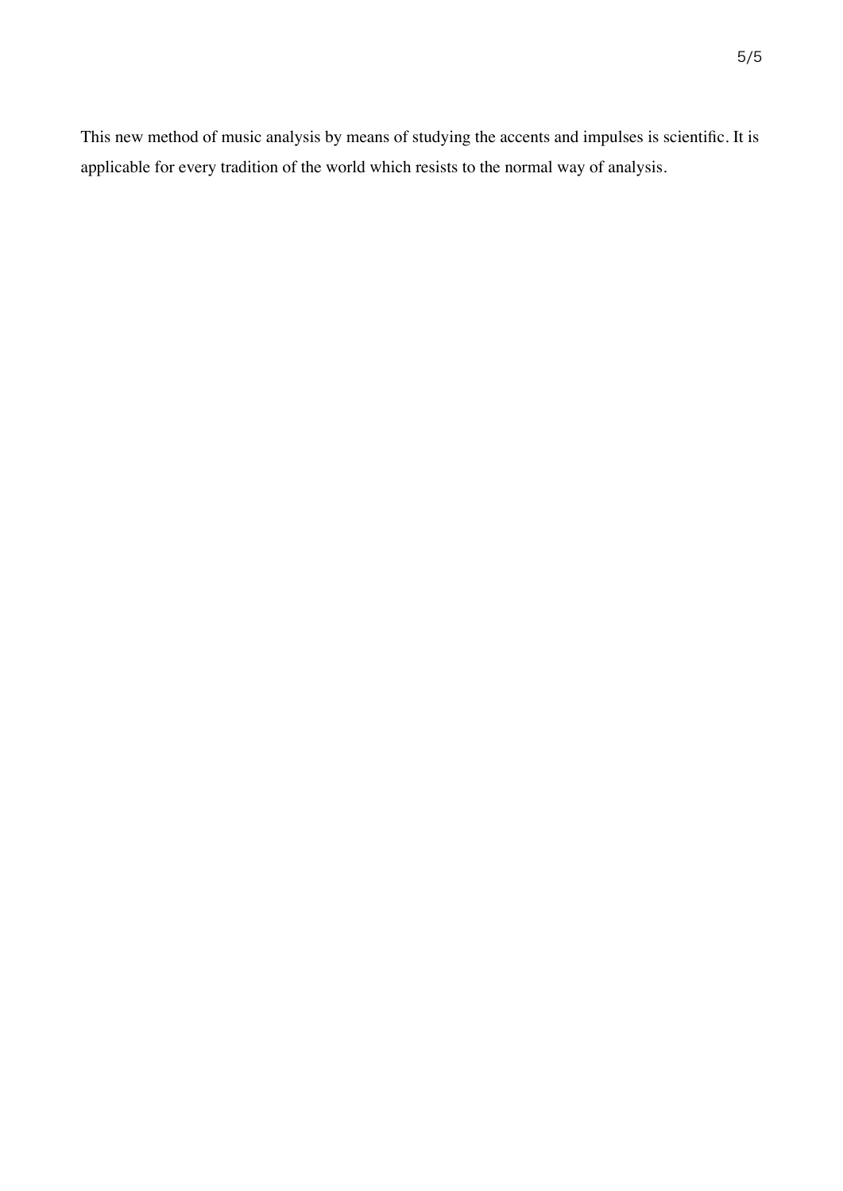This new method of music analysis by means of studying the accents and impulses is scientific. It is applicable for every tradition of the world which resists to the normal way of analysis.